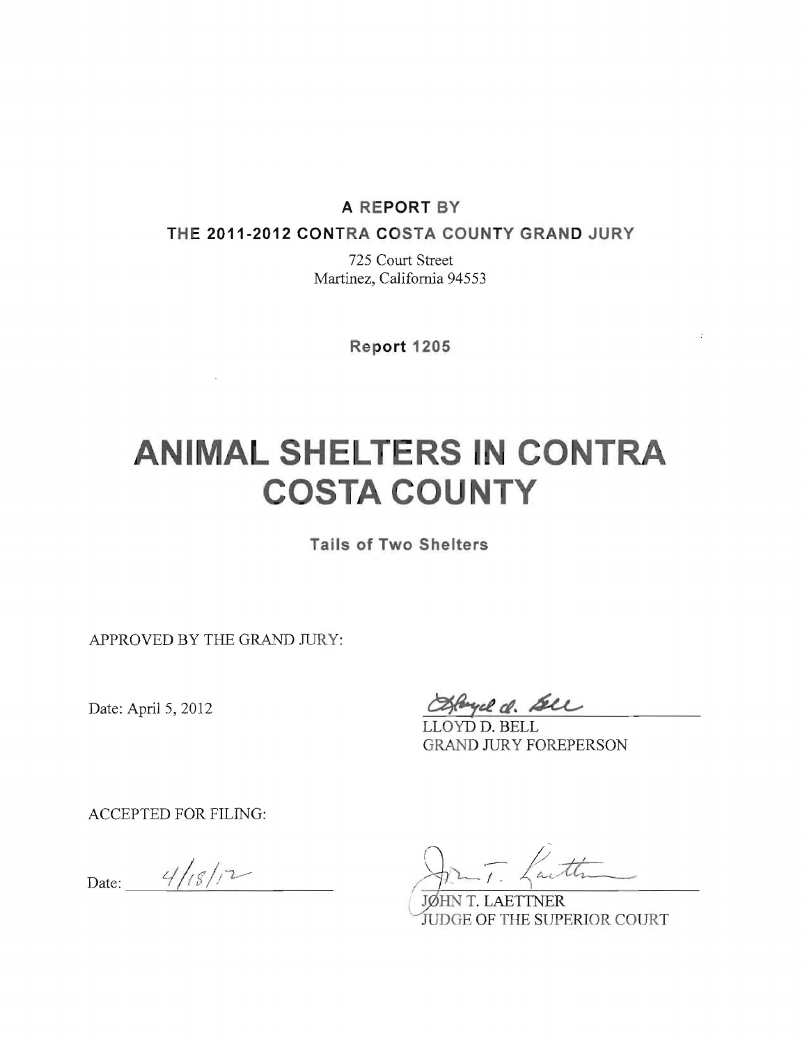**A REPORT BY**

**THE 2011-2012 CONTRA COSTA COUNTY GRAND JURY**

725 Court Street
Martinez, California 94553

**Report 1205**

# ANIMAL SHELTERS IN CONTRA COSTA COUNTY

**Tails of Two Shelters**

APPROVED BY THE GRAND JURY:

Date: April 5, 2012

LLOYD D. BELL
GRAND JURY FOREPERSON

ACCEPTED FOR FILING:

Date: 4/18/12

JOHN T. LAETTNER
JUDGE OF THE SUPERIOR COURT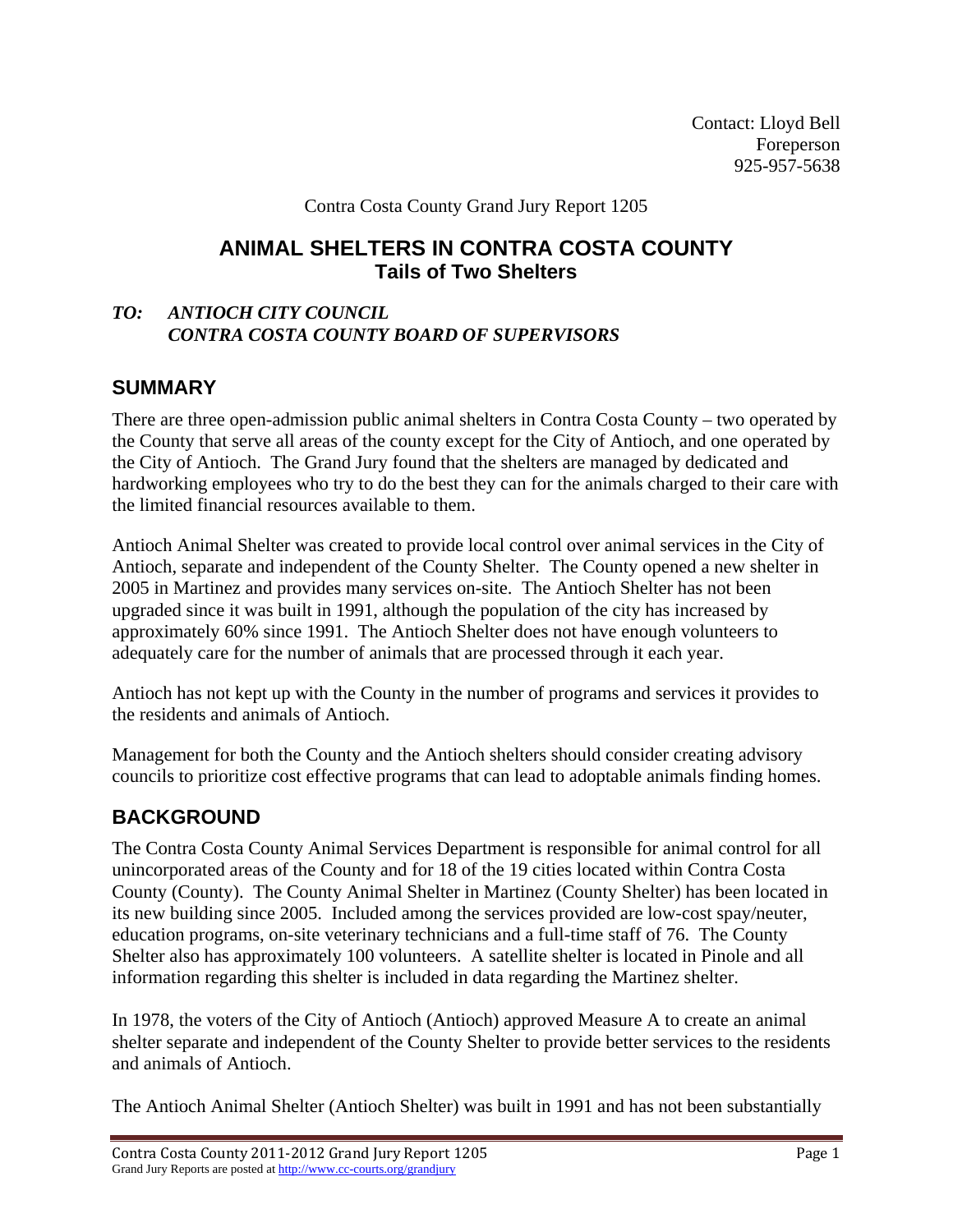Contact: Lloyd Bell
Foreperson
925-957-5638

Contra Costa County Grand Jury Report 1205

# ANIMAL SHELTERS IN CONTRA COSTA COUNTY
## Tails of Two Shelters

***TO: ANTIOCH CITY COUNCIL***
***CONTRA COSTA COUNTY BOARD OF SUPERVISORS***

## SUMMARY

There are three open-admission public animal shelters in Contra Costa County – two operated by the County that serve all areas of the county except for the City of Antioch, and one operated by the City of Antioch. The Grand Jury found that the shelters are managed by dedicated and hardworking employees who try to do the best they can for the animals charged to their care with the limited financial resources available to them.

Antioch Animal Shelter was created to provide local control over animal services in the City of Antioch, separate and independent of the County Shelter. The County opened a new shelter in 2005 in Martinez and provides many services on-site. The Antioch Shelter has not been upgraded since it was built in 1991, although the population of the city has increased by approximately 60% since 1991. The Antioch Shelter does not have enough volunteers to adequately care for the number of animals that are processed through it each year.

Antioch has not kept up with the County in the number of programs and services it provides to the residents and animals of Antioch.

Management for both the County and the Antioch shelters should consider creating advisory councils to prioritize cost effective programs that can lead to adoptable animals finding homes.

## BACKGROUND

The Contra Costa County Animal Services Department is responsible for animal control for all unincorporated areas of the County and for 18 of the 19 cities located within Contra Costa County (County). The County Animal Shelter in Martinez (County Shelter) has been located in its new building since 2005. Included among the services provided are low-cost spay/neuter, education programs, on-site veterinary technicians and a full-time staff of 76. The County Shelter also has approximately 100 volunteers. A satellite shelter is located in Pinole and all information regarding this shelter is included in data regarding the Martinez shelter.

In 1978, the voters of the City of Antioch (Antioch) approved Measure A to create an animal shelter separate and independent of the County Shelter to provide better services to the residents and animals of Antioch.

The Antioch Animal Shelter (Antioch Shelter) was built in 1991 and has not been substantially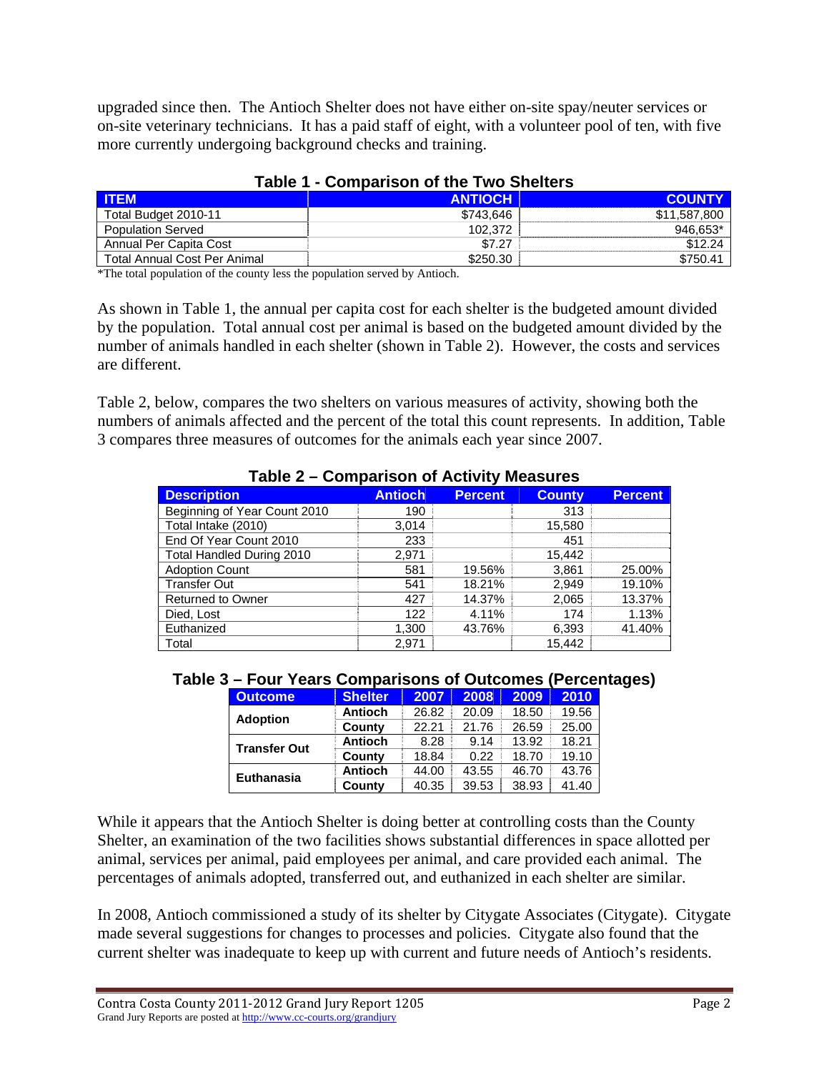upgraded since then. The Antioch Shelter does not have either on-site spay/neuter services or on-site veterinary technicians. It has a paid staff of eight, with a volunteer pool of ten, with five more currently undergoing background checks and training.

**Table 1 - Comparison of the Two Shelters**

| ITEM | ANTIOCH | COUNTY |
|---|---:|---:|
| Total Budget 2010-11 | $743,646 | $11,587,800 |
| Population Served | 102,372 | 946,653* |
| Annual Per Capita Cost | $7.27 | $12.24 |
| Total Annual Cost Per Animal | $250.30 | $750.41 |

*The total population of the county less the population served by Antioch.

As shown in Table 1, the annual per capita cost for each shelter is the budgeted amount divided by the population. Total annual cost per animal is based on the budgeted amount divided by the number of animals handled in each shelter (shown in Table 2). However, the costs and services are different.

Table 2, below, compares the two shelters on various measures of activity, showing both the numbers of animals affected and the percent of the total this count represents. In addition, Table 3 compares three measures of outcomes for the animals each year since 2007.

**Table 2 – Comparison of Activity Measures**

| Description | Antioch | Percent | County | Percent |
|---|---:|---:|---:|---:|
| Beginning of Year Count 2010 | 190 | | 313 | |
| Total Intake (2010) | 3,014 | | 15,580 | |
| End Of Year Count 2010 | 233 | | 451 | |
| Total Handled During 2010 | 2,971 | | 15,442 | |
| Adoption Count | 581 | 19.56% | 3,861 | 25.00% |
| Transfer Out | 541 | 18.21% | 2,949 | 19.10% |
| Returned to Owner | 427 | 14.37% | 2,065 | 13.37% |
| Died, Lost | 122 | 4.11% | 174 | 1.13% |
| Euthanized | 1,300 | 43.76% | 6,393 | 41.40% |
| Total | 2,971 | | 15,442 | |

**Table 3 – Four Years Comparisons of Outcomes (Percentages)**

| Outcome | Shelter | 2007 | 2008 | 2009 | 2010 |
|---|---|---:|---:|---:|---:|
| Adoption | Antioch | 26.82 | 20.09 | 18.50 | 19.56 |
| | County | 22.21 | 21.76 | 26.59 | 25.00 |
| Transfer Out | Antioch | 8.28 | 9.14 | 13.92 | 18.21 |
| | County | 18.84 | 0.22 | 18.70 | 19.10 |
| Euthanasia | Antioch | 44.00 | 43.55 | 46.70 | 43.76 |
| | County | 40.35 | 39.53 | 38.93 | 41.40 |

While it appears that the Antioch Shelter is doing better at controlling costs than the County Shelter, an examination of the two facilities shows substantial differences in space allotted per animal, services per animal, paid employees per animal, and care provided each animal. The percentages of animals adopted, transferred out, and euthanized in each shelter are similar.

In 2008, Antioch commissioned a study of its shelter by Citygate Associates (Citygate). Citygate made several suggestions for changes to processes and policies. Citygate also found that the current shelter was inadequate to keep up with current and future needs of Antioch's residents.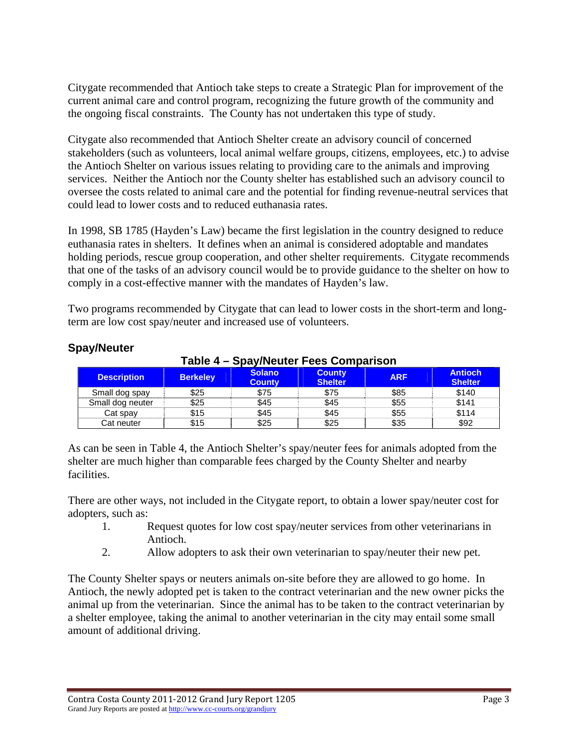Citygate recommended that Antioch take steps to create a Strategic Plan for improvement of the current animal care and control program, recognizing the future growth of the community and the ongoing fiscal constraints. The County has not undertaken this type of study.

Citygate also recommended that Antioch Shelter create an advisory council of concerned stakeholders (such as volunteers, local animal welfare groups, citizens, employees, etc.) to advise the Antioch Shelter on various issues relating to providing care to the animals and improving services. Neither the Antioch nor the County shelter has established such an advisory council to oversee the costs related to animal care and the potential for finding revenue-neutral services that could lead to lower costs and to reduced euthanasia rates.

In 1998, SB 1785 (Hayden's Law) became the first legislation in the country designed to reduce euthanasia rates in shelters. It defines when an animal is considered adoptable and mandates holding periods, rescue group cooperation, and other shelter requirements. Citygate recommends that one of the tasks of an advisory council would be to provide guidance to the shelter on how to comply in a cost-effective manner with the mandates of Hayden's law.

Two programs recommended by Citygate that can lead to lower costs in the short-term and long-term are low cost spay/neuter and increased use of volunteers.

## Spay/Neuter

**Table 4 – Spay/Neuter Fees Comparison**

| Description | Berkeley | Solano County | County Shelter | ARF | Antioch Shelter |
|---|---|---|---|---|---|
| Small dog spay | $25 | $75 | $75 | $85 | $140 |
| Small dog neuter | $25 | $45 | $45 | $55 | $141 |
| Cat spay | $15 | $45 | $45 | $55 | $114 |
| Cat neuter | $15 | $25 | $25 | $35 | $92 |

As can be seen in Table 4, the Antioch Shelter's spay/neuter fees for animals adopted from the shelter are much higher than comparable fees charged by the County Shelter and nearby facilities.

There are other ways, not included in the Citygate report, to obtain a lower spay/neuter cost for adopters, such as:

1. Request quotes for low cost spay/neuter services from other veterinarians in Antioch.
2. Allow adopters to ask their own veterinarian to spay/neuter their new pet.

The County Shelter spays or neuters animals on-site before they are allowed to go home. In Antioch, the newly adopted pet is taken to the contract veterinarian and the new owner picks the animal up from the veterinarian. Since the animal has to be taken to the contract veterinarian by a shelter employee, taking the animal to another veterinarian in the city may entail some small amount of additional driving.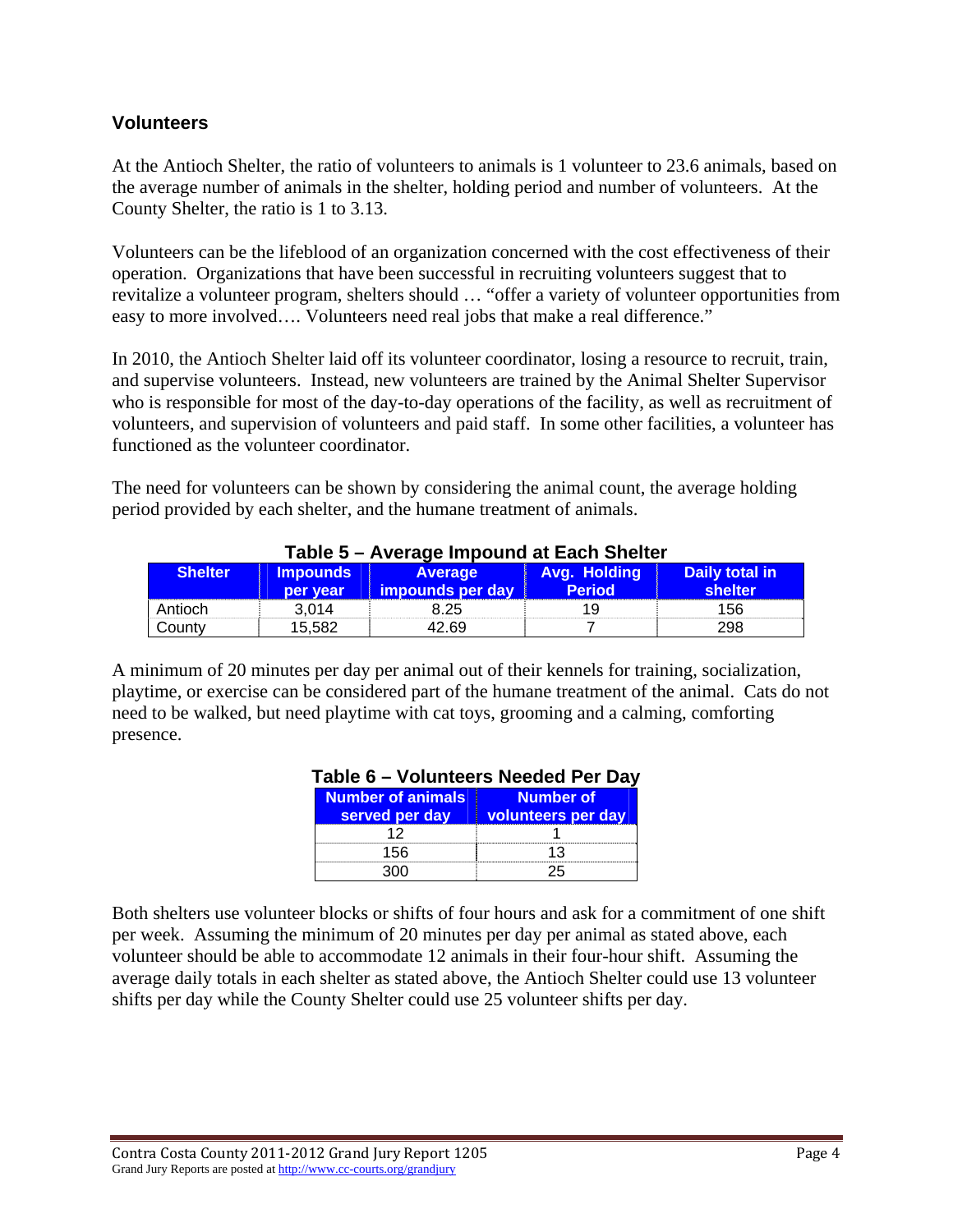## Volunteers

At the Antioch Shelter, the ratio of volunteers to animals is 1 volunteer to 23.6 animals, based on the average number of animals in the shelter, holding period and number of volunteers. At the County Shelter, the ratio is 1 to 3.13.

Volunteers can be the lifeblood of an organization concerned with the cost effectiveness of their operation. Organizations that have been successful in recruiting volunteers suggest that to revitalize a volunteer program, shelters should … "offer a variety of volunteer opportunities from easy to more involved…. Volunteers need real jobs that make a real difference."

In 2010, the Antioch Shelter laid off its volunteer coordinator, losing a resource to recruit, train, and supervise volunteers. Instead, new volunteers are trained by the Animal Shelter Supervisor who is responsible for most of the day-to-day operations of the facility, as well as recruitment of volunteers, and supervision of volunteers and paid staff. In some other facilities, a volunteer has functioned as the volunteer coordinator.

The need for volunteers can be shown by considering the animal count, the average holding period provided by each shelter, and the humane treatment of animals.

**Table 5 – Average Impound at Each Shelter**

| Shelter | Impounds per year | Average impounds per day | Avg. Holding Period | Daily total in shelter |
|---|---|---|---|---|
| Antioch | 3,014 | 8.25 | 19 | 156 |
| County | 15,582 | 42.69 | 7 | 298 |

A minimum of 20 minutes per day per animal out of their kennels for training, socialization, playtime, or exercise can be considered part of the humane treatment of the animal. Cats do not need to be walked, but need playtime with cat toys, grooming and a calming, comforting presence.

**Table 6 – Volunteers Needed Per Day**

| Number of animals served per day | Number of volunteers per day |
|---|---|
| 12 | 1 |
| 156 | 13 |
| 300 | 25 |

Both shelters use volunteer blocks or shifts of four hours and ask for a commitment of one shift per week. Assuming the minimum of 20 minutes per day per animal as stated above, each volunteer should be able to accommodate 12 animals in their four-hour shift. Assuming the average daily totals in each shelter as stated above, the Antioch Shelter could use 13 volunteer shifts per day while the County Shelter could use 25 volunteer shifts per day.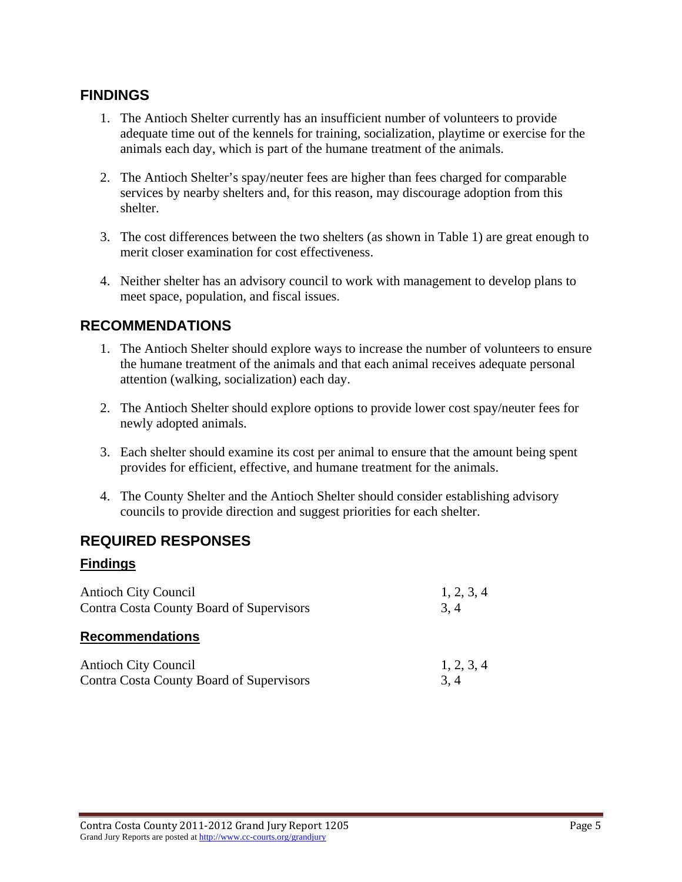## FINDINGS

1. The Antioch Shelter currently has an insufficient number of volunteers to provide adequate time out of the kennels for training, socialization, playtime or exercise for the animals each day, which is part of the humane treatment of the animals.

2. The Antioch Shelter's spay/neuter fees are higher than fees charged for comparable services by nearby shelters and, for this reason, may discourage adoption from this shelter.

3. The cost differences between the two shelters (as shown in Table 1) are great enough to merit closer examination for cost effectiveness.

4. Neither shelter has an advisory council to work with management to develop plans to meet space, population, and fiscal issues.

## RECOMMENDATIONS

1. The Antioch Shelter should explore ways to increase the number of volunteers to ensure the humane treatment of the animals and that each animal receives adequate personal attention (walking, socialization) each day.

2. The Antioch Shelter should explore options to provide lower cost spay/neuter fees for newly adopted animals.

3. Each shelter should examine its cost per animal to ensure that the amount being spent provides for efficient, effective, and humane treatment for the animals.

4. The County Shelter and the Antioch Shelter should consider establishing advisory councils to provide direction and suggest priorities for each shelter.

## REQUIRED RESPONSES

### Findings

| | |
|---|---|
| Antioch City Council | 1, 2, 3, 4 |
| Contra Costa County Board of Supervisors | 3, 4 |

### Recommendations

| | |
|---|---|
| Antioch City Council | 1, 2, 3, 4 |
| Contra Costa County Board of Supervisors | 3, 4 |